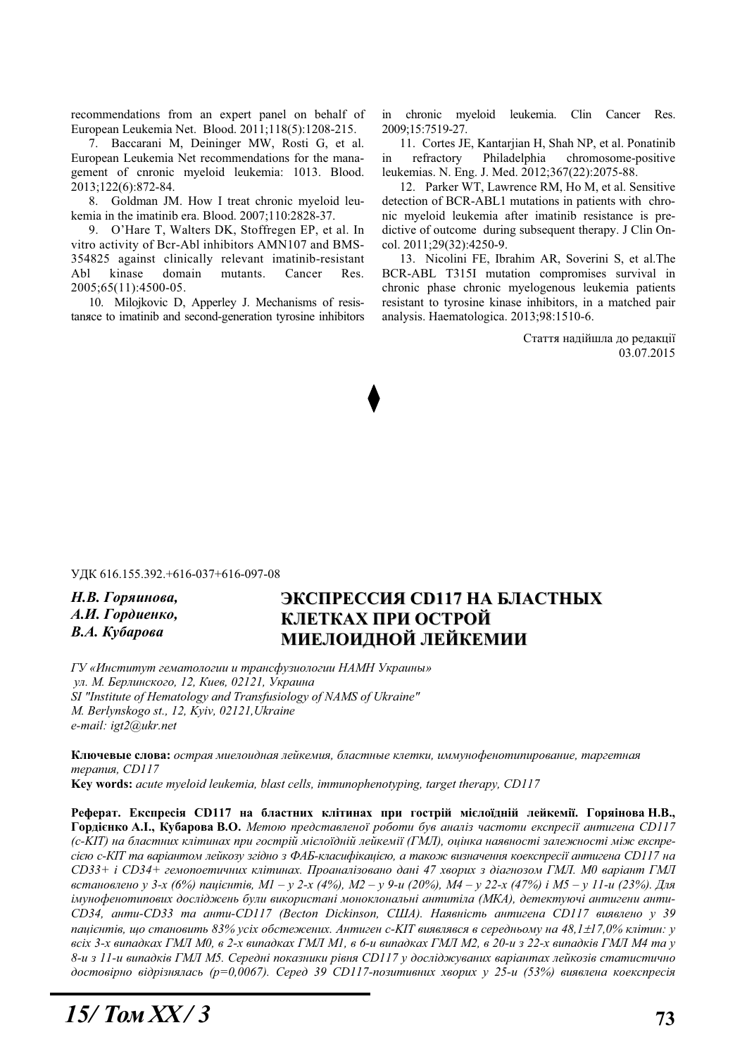recommendations from an expert panel on behalf of European Leukemia Net. Blood. 2011;118(5):1208-215.

7. Baccarani M, Deininger MW, Rosti G, et al. European Leukemia Net recommendations for the management of cnronic myeloid leukemia: 1013. Blood. 2013;122(6):872-84.

8. Goldman JM. How I treat chronic myeloid leukemia in the imatinib era. Blood. 2007;110:2828-37.

9. O'Hare T, Walters DK, Stoffregen EP, et al. In vitro activity of Bcr-Abl inhibitors AMN107 and BMS-354825 against clinically relevant imatinib-resistant Abl kinase domain mutants. Cancer Res. 2005;65(11):4500-05.

10. Milojkovic D, Apperley J. Mechanisms of resistanсe to imatinib and second-generation tyrosine inhibitors in chronic myeloid leukemia. Clin Cancer Res. 2009;15:7519-27.

11. Cortes JE, Kantarjian H, Shah NP, et al. Ponatinib in refractory Philadelphia chromosome-positive leukemias. N. Eng. J. Med. 2012;367(22):2075-88.

12. Parker WT, Lawrence RM, Ho M, et al. Sensitive detection of BCR-ABL1 mutations in patients with chronic myeloid leukemia after imatinib resistance is predictive of outcome during subsequent therapy. J Clin Oncol. 2011;29(32):4250-9.

13. Nicolini FE, Ibrahim AR, Soverini S, et al.The BCR-ABL T315I mutation compromises survival in chronic phase chronic myelogenous leukemia patients resistant to tyrosine kinase inhibitors, in a matched pair analysis. Haematologica. 2013;98:1510-6.

Стаття надійшла до редакції 03.07.2015

---

УДК 616.155.392.+616-037+616-097-08

***Н.В. Горяинова, А.И. Гордиенко, В.А. Кубарова***

# ЭКСПРЕССИЯ CD117 НА БЛАСТНЫХ КЛЕТКАХ ПРИ ОСТРОЙ МИЕЛОИДНОЙ ЛЕЙКЕМИИ

*ГУ «Институт гематологии и трансфузиологии НАМН Украины»*
*ул. М. Берлинского, 12, Киев, 02121, Украина*
*SI "Institute of Hematology and Transfusiology of NAMS of Ukraine"*
*M. Berlynskogo st., 12, Kyiv, 02121,Ukraine*
*e-mail: igt2@ukr.net*

**Ключевые слова:** *острая миелоидная лейкемия, бластные клетки, иммунофенотипирование, таргетная терапия, CD117*

**Key words:** *acute myeloid leukemia, blast cells, immunophenotyping, target therapy, CD117*

**Реферат. Експресія CD117 на бластних клітинах при гострій мієлоїдній лейкемії. Горяінова Н.В., Гордієнко А.І., Кубарова В.О.** *Метою представленої роботи був аналіз частоти експресії антигена CD117 (c-KIT) на бластних клітинах при гострій мієлоїдній лейкемії (ГМЛ), оцінка наявності залежності між експресією c-KIT та варіантом лейкозу згідно з ФАБ-класифікацією, а також визначення коекспресії антигена CD117 на CD33+ і CD34+ гемопоетичних клітинах. Проаналізовано дані 47 хворих з діагнозом ГМЛ. М0 варіант ГМЛ встановлено у 3-х (6%) пацієнтів, М1 – у 2-х (4%), М2 – у 9-и (20%), М4 – у 22-х (47%) і М5 – у 11-и (23%). Для імунофенотипових досліджень були використані моноклональні антитіла (МКА), детектуючі антигени анти-CD34, анти-CD33 та анти-CD117 (Becton Dickinson, США). Наявність антигена CD117 виявлено у 39 пацієнтів, що становить 83% усіх обстежених. Антиген c-KIT виявлявся в середньому на 48,1±17,0% клітин: у всіх 3-х випадках ГМЛ М0, в 2-х випадках ГМЛ М1, в 6-и випадках ГМЛ М2, в 20-и з 22-х випадків ГМЛ М4 та у 8-и з 11-и випадків ГМЛ М5. Середні показники рівня CD117 у досліджуваних варіантах лейкозів статистично достовірно відрізнялась (p=0,0067). Серед 39 CD117-позитивних хворих у 25-и (53%) виявлена коекспресія*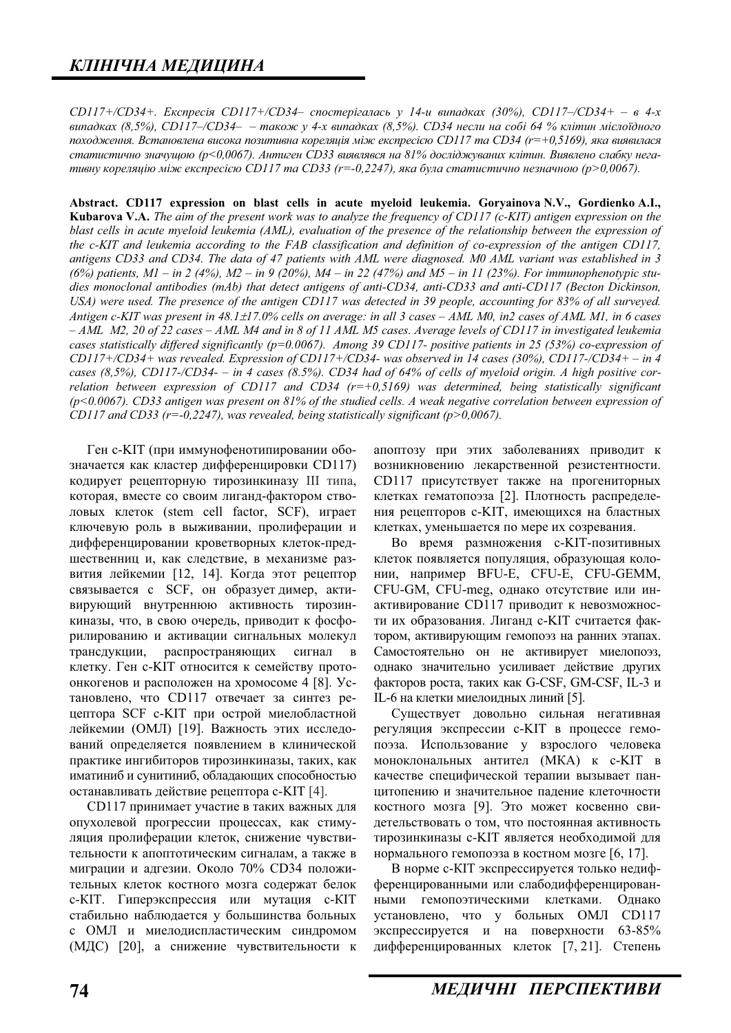*CD117+/CD34+. Експресія CD117+/CD34– спостерігалась у 14-и випадках (30%), CD117–/CD34+ – в 4-х випадках (8,5%), CD117–/CD34– – також у 4-х випадках (8,5%). CD34 несли на собі 64 % клітин мієлоїдного походження. Встановлена висока позитивна кореляція між експресією CD117 та CD34 (r=+0,5169), яка виявилася статистично значущою (p<0,0067). Антиген CD33 виявлявся на 81% досліджуваних клітин. Виявлено слабку негативну кореляцію між експресією CD117 та CD33 (r=-0,2247), яка була статистично незначною (p>0,0067).*

**Abstract. CD117 expression on blast cells in acute myeloid leukemia. Goryainova N.V., Gordienko A.I., Kubarova V.A.** *The aim of the present work was to analyze the frequency of CD117 (c-KIT) antigen expression on the blast cells in acute myeloid leukemia (AML), evaluation of the presence of the relationship between the expression of the c-KIT and leukemia according to the FAB classification and definition of co-expression of the antigen CD117, antigens CD33 and CD34. The data of 47 patients with AML were diagnosed. M0 AML variant was established in 3 (6%) patients, M1 – in 2 (4%), M2 – in 9 (20%), M4 – in 22 (47%) and M5 – in 11 (23%). For immunophenotypic studies monoclonal antibodies (mAb) that detect antigens of anti-CD34, anti-CD33 and anti-CD117 (Becton Dickinson, USA) were used. The presence of the antigen CD117 was detected in 39 people, accounting for 83% of all surveyed. Antigen c-KIT was present in 48.1±17.0% cells on average: in all 3 cases – AML M0, in2 cases of AML M1, in 6 cases – AML M2, 20 of 22 cases – AML M4 and in 8 of 11 AML M5 cases. Average levels of CD117 in investigated leukemia cases statistically differed significantly (p=0.0067). Among 39 CD117- positive patients in 25 (53%) co-expression of CD117+/CD34+ was revealed. Expression of CD117+/CD34- was observed in 14 cases (30%), CD117-/CD34+ – in 4 cases (8,5%), CD117-/CD34- – in 4 cases (8.5%). CD34 had of 64% of cells of myeloid origin. A high positive correlation between expression of CD117 and CD34 (r=+0,5169) was determined, being statistically significant (p<0.0067). CD33 antigen was present on 81% of the studied cells. A weak negative correlation between expression of CD117 and CD33 (r=-0,2247), was revealed, being statistically significant (p>0,0067).*

Ген c-KIT (при иммунофенотипировании обозначается как кластер дифференцировки CD117) кодирует рецепторную тирозинкиназу III типа, которая, вместе со своим лиганд-фактором стволовых клеток (stem cell factor, SCF), играет ключевую роль в выживании, пролиферации и дифференцировании кроветворных клеток-предшественниц и, как следствие, в механизме развития лейкемии [12, 14]. Когда этот рецептор связывается с SCF, он образует димер, активирующий внутреннюю активность тирозинкиназы, что, в свою очередь, приводит к фосфорилированию и активации сигнальных молекул трансдукции, распространяющих сигнал в клетку. Ген c-KIT относится к семейству протоонкогенов и расположен на хромосоме 4 [8]. Установлено, что CD117 отвечает за синтез рецептора SCF c-KIT при острой миелобластной лейкемии (ОМЛ) [19]. Важность этих исследований определяется появлением в клинической практике ингибиторов тирозинкиназы, таких, как иматиниб и сунитиниб, обладающих способностью останавливать действие рецептора c-KIT [4].

CD117 принимает участие в таких важных для опухолевой прогрессии процессах, как стимуляция пролиферации клеток, снижение чувствительности к апоптотическим сигналам, а также в миграции и адгезии. Около 70% CD34 положительных клеток костного мозга содержат белок c-KIT. Гиперэкспрессия или мутация c-KIT стабильно наблюдается у большинства больных с ОМЛ и миелодиспластическим синдромом (МДС) [20], а снижение чувствительности к апоптозу при этих заболеваниях приводит к возникновению лекарственной резистентности. CD117 присутствует также на прогениторных клетках гематопоэза [2]. Плотность распределения рецепторов c-KIT, имеющихся на бластных клетках, уменьшается по мере их созревания.

Во время размножения c-KIT-позитивных клеток появляется популяция, образующая колонии, например BFU-E, CFU-E, CFU-GEMM, CFU-GM, CFU-meg, однако отсутствие или инактивирование CD117 приводит к невозможности их образования. Лиганд c-KIT считается фактором, активирующим гемопоэз на ранних этапах. Самостоятельно он не активирует миелопоэз, однако значительно усиливает действие других факторов роста, таких как G-CSF, GM-CSF, IL-3 и IL-6 на клетки миелоидных линий [5].

Существует довольно сильная негативная регуляция экспрессии c-KIT в процессе гемопоэза. Использование у взрослого человека моноклональных антител (МКА) к c-KIT в качестве специфической терапии вызывает панцитопению и значительное падение клеточности костного мозга [9]. Это может косвенно свидетельствовать о том, что постоянная активность тирозинкиназы c-KIT является необходимой для нормального гемопоэза в костном мозге [6, 17].

В норме c-KIT экспрессируется только недифференцированными или слабодифференцированными гемопоэтическими клетками. Однако установлено, что у больных ОМЛ CD117 экспрессируется и на поверхности 63-85% дифференцированных клеток [7, 21]. Степень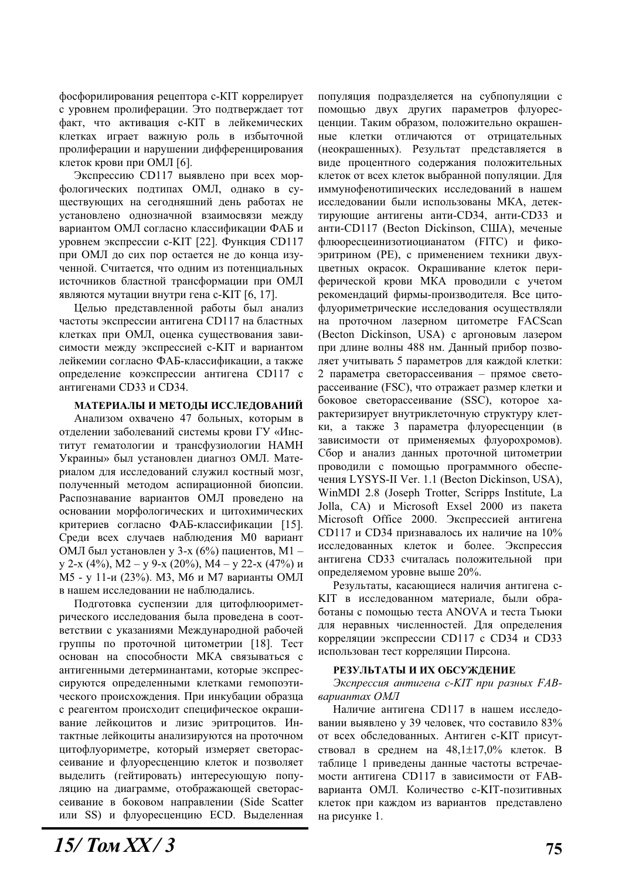фосфорилирования рецептора c-KIT коррелирует с уровнем пролиферации. Это подтверждает тот факт, что активация c-KIT в лейкемических клетках играет важную роль в избыточной пролиферации и нарушении дифференцирования клеток крови при ОМЛ [6].

Экспрессию CD117 выявлено при всех морфологических подтипах ОМЛ, однако в существующих на сегодняшний день работах не установлено однозначной взаимосвязи между вариантом ОМЛ согласно классификации ФАБ и уровнем экспрессии c-KIT [22]. Функция CD117 при ОМЛ до сих пор остается не до конца изученной. Считается, что одним из потенциальных источников бластной трансформации при ОМЛ являются мутации внутри гена c-KIT [6, 17].

Целью представленной работы был анализ частоты экспрессии антигена CD117 на бластных клетках при ОМЛ, оценка существования зависимости между экспрессией c-KIT и вариантом лейкемии согласно ФАБ-классификации, а также определение коэкспрессии антигена CD117 с антигенами CD33 и CD34.

## МАТЕРИАЛЫ И МЕТОДЫ ИССЛЕДОВАНИЙ

Анализом охвачено 47 больных, которым в отделении заболеваний системы крови ГУ «Институт гематологии и трансфузиологии НАМН Украины» был установлен диагноз ОМЛ. Материалом для исследований служил костный мозг, полученный методом аспирационной биопсии. Распознавание вариантов ОМЛ проведено на основании морфологических и цитохимических критериев согласно ФАБ-классификации [15]. Среди всех случаев наблюдения M0 вариант ОМЛ был установлен у 3-х (6%) пациентов, M1 – у 2-х (4%), M2 – у 9-х (20%), M4 – у 22-х (47%) и M5 - у 11-и (23%). M3, M6 и M7 варианты ОМЛ в нашем исследовании не наблюдались.

Подготовка суспензии для цитофлюориметрического исследования была проведена в соответствии с указаниями Международной рабочей группы по проточной цитометрии [18]. Тест основан на способности МКА связываться с антигенными детерминантами, которые экспрессируются определенными клетками гемопоэтического происхождения. При инкубации образца с реагентом происходит специфическое окрашивание лейкоцитов и лизис эритроцитов. Интактные лейкоциты анализируются на проточном цитофлуориметре, который измеряет светорассеивание и флуоресценцию клеток и позволяет выделить (гейтировать) интересующую популяцию на диаграмме, отображающей светорассеивание в боковом направлении (Side Scatter или SS) и флуоресценцию ECD. Выделенная популяция подразделяется на субпопуляции с помощью двух других параметров флуоресценции. Таким образом, положительно окрашенные клетки отличаются от отрицательных (неокрашенных). Результат представляется в виде процентного содержания положительных клеток от всех клеток выбранной популяции. Для иммунофенотипических исследований в нашем исследовании были использованы МКА, детектирующие антигены анти-CD34, анти-CD33 и анти-CD117 (Becton Dickinson, США), меченые флюоресцеинизотиоцианатом (FITC) и фикоэритрином (PE), с применением техники двухцветных окрасок. Окрашивание клеток периферической крови МКА проводили с учетом рекомендаций фирмы-производителя. Все цитофлуориметрические исследования осуществляли на проточном лазерном цитометре FACScan (Becton Dickinson, USA) с аргоновым лазером при длине волны 488 нм. Данный прибор позволяет учитывать 5 параметров для каждой клетки: 2 параметра светорассеивания – прямое светорассеивание (FSC), что отражает размер клетки и боковое светорассеивание (SSC), которое характеризирует внутриклеточную структуру клетки, а также 3 параметра флуоресценции (в зависимости от применяемых флуорохромов). Сбор и анализ данных проточной цитометрии проводили с помощью программного обеспечения LYSYS-II Ver. 1.1 (Becton Dickinson, USA), WinMDI 2.8 (Joseph Trotter, Scripps Institute, La Jolla, CA) и Microsoft Exsel 2000 из пакета Microsoft Office 2000. Экспрессией антигена CD117 и CD34 признавалось их наличие на 10% исследованных клеток и более. Экспрессия антигена CD33 считалась положительной при определяемом уровне выше 20%.

Результаты, касающиеся наличия антигена c-KIT в исследованном материале, были обработаны с помощью теста ANOVA и теста Тьюки для неравных численностей. Для определения корреляции экспрессии CD117 с CD34 и CD33 использован тест корреляции Пирсона.

## РЕЗУЛЬТАТЫ И ИХ ОБСУЖДЕНИЕ

*Экспрессия антигена c-KIT при разных FAB-вариантах ОМЛ*

Наличие антигена CD117 в нашем исследовании выявлено у 39 человек, что составило 83% от всех обследованных. Антиген c-KIT присутствовал в среднем на 48,1±17,0% клеток. В таблице 1 приведены данные частоты встречаемости антигена CD117 в зависимости от FAB-варианта ОМЛ. Количество c-KIT-позитивных клеток при каждом из вариантов представлено на рисунке 1.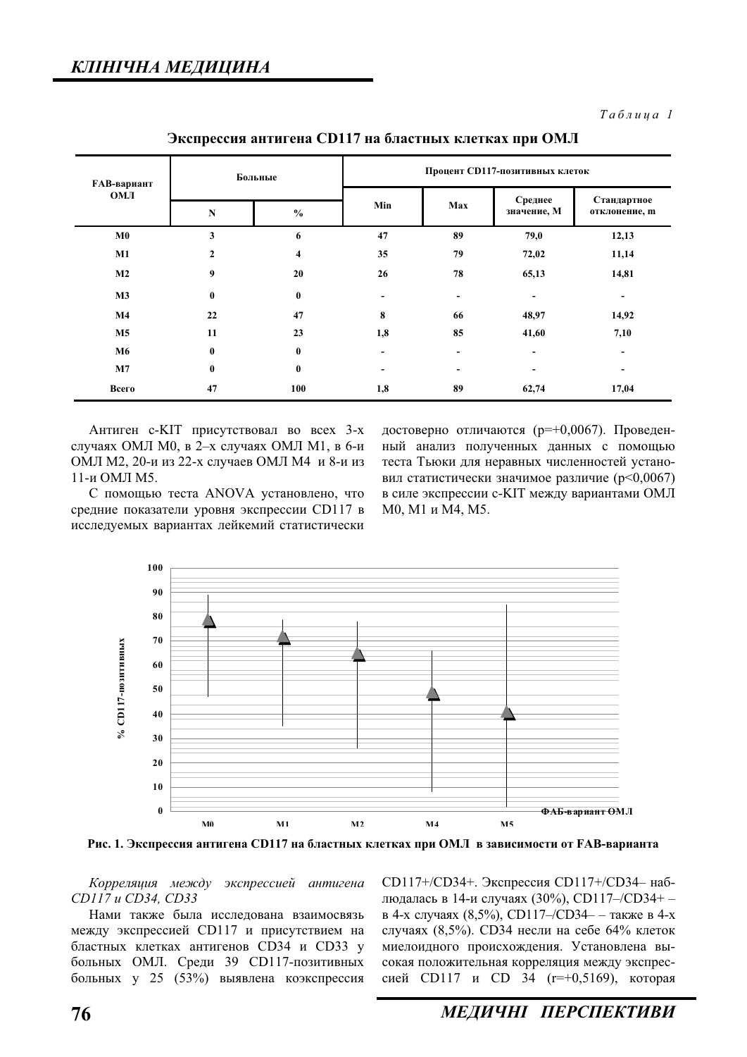*Таблица 1*

**Экспрессия антигена CD117 на бластных клетках при ОМЛ**

| FAB-вариант ОМЛ | Больные | | Процент CD117-позитивных клеток | | | |
|---|---|---|---|---|---|---|
| | N | % | Min | Max | Среднее значение, M | Стандартное отклонение, m |
| M0 | 3 | 6 | 47 | 89 | 79,0 | 12,13 |
| M1 | 2 | 4 | 35 | 79 | 72,02 | 11,14 |
| M2 | 9 | 20 | 26 | 78 | 65,13 | 14,81 |
| M3 | 0 | 0 | - | - | - | - |
| M4 | 22 | 47 | 8 | 66 | 48,97 | 14,92 |
| M5 | 11 | 23 | 1,8 | 85 | 41,60 | 7,10 |
| M6 | 0 | 0 | - | - | - | - |
| M7 | 0 | 0 | - | - | - | - |
| Всего | 47 | 100 | 1,8 | 89 | 62,74 | 17,04 |

Антиген c-KIT присутствовал во всех 3-х случаях ОМЛ M0, в 2–х случаях ОМЛ M1, в 6-и ОМЛ M2, 20-и из 22-х случаев ОМЛ M4 и 8-и из 11-и ОМЛ M5.

С помощью теста ANOVA установлено, что средние показатели уровня экспрессии CD117 в исследуемых вариантах лейкемий статистически достоверно отличаются ($p=+0,0067$). Проведенный анализ полученных данных с помощью теста Тьюки для неравных численностей установил статистически значимое различие ($p<0,0067$) в силе экспрессии c-KIT между вариантами ОМЛ M0, M1 и M4, M5.

**Рис. 1. Экспрессия антигена CD117 на бластных клетках при ОМЛ в зависимости от FAB-варианта**

*Корреляция между экспрессией антигена CD117 и CD34, CD33*

Нами также была исследована взаимосвязь между экспрессией CD117 и присутствием на бластных клетках антигенов CD34 и CD33 у больных ОМЛ. Среди 39 CD117-позитивных больных у 25 (53%) выявлена коэкспрессия CD117+/CD34+. Экспрессия CD117+/CD34– наблюдалась в 14-и случаях (30%), CD117–/CD34+ – в 4-х случаях (8,5%), CD117–/CD34– – также в 4-х случаях (8,5%). CD34 несли на себе 64% клеток миелоидного происхождения. Установлена высокая положительная корреляция между экспрессией CD117 и CD 34 ($r=+0,5169$), которая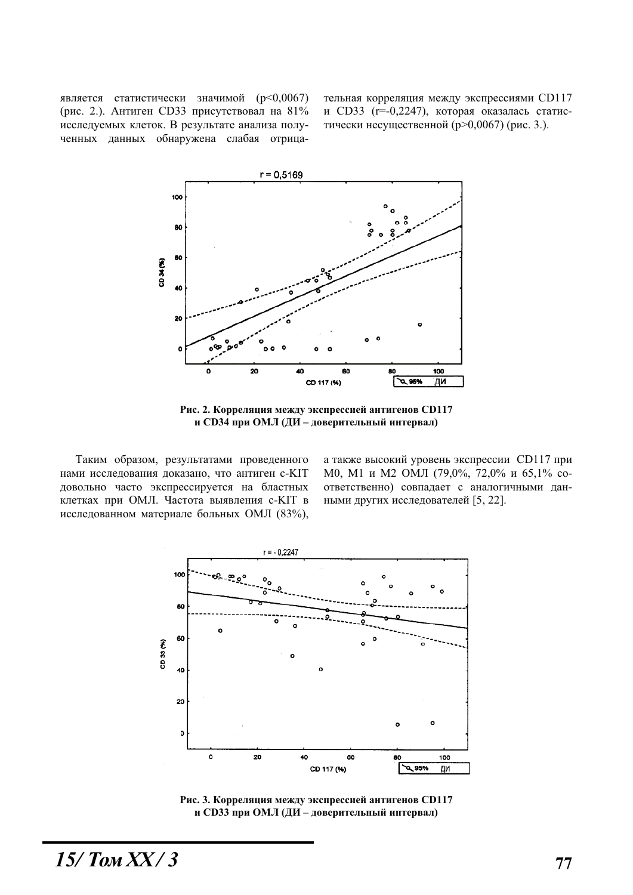является статистически значимой ($p<0,0067$) (рис. 2.). Антиген CD33 присутствовал на 81% исследуемых клеток. В результате анализа полученных данных обнаружена слабая отрицательная корреляция между экспрессиями CD117 и CD33 ($r=-0,2247$), которая оказалась статистически несущественной ($p>0,0067$) (рис. 3.).

**Рис. 2. Корреляция между экспрессией антигенов CD117 и CD34 при ОМЛ (ДИ – доверительный интервал)**

Таким образом, результатами проведенного нами исследования доказано, что антиген c-KIT довольно часто экспрессируется на бластных клетках при ОМЛ. Частота выявления c-KIT в исследованном материале больных ОМЛ (83%), а также высокий уровень экспрессии CD117 при M0, M1 и M2 ОМЛ (79,0%, 72,0% и 65,1% соответственно) совпадает с аналогичными данными других исследователей [5, 22].

**Рис. 3. Корреляция между экспрессией антигенов CD117 и CD33 при ОМЛ (ДИ – доверительный интервал)**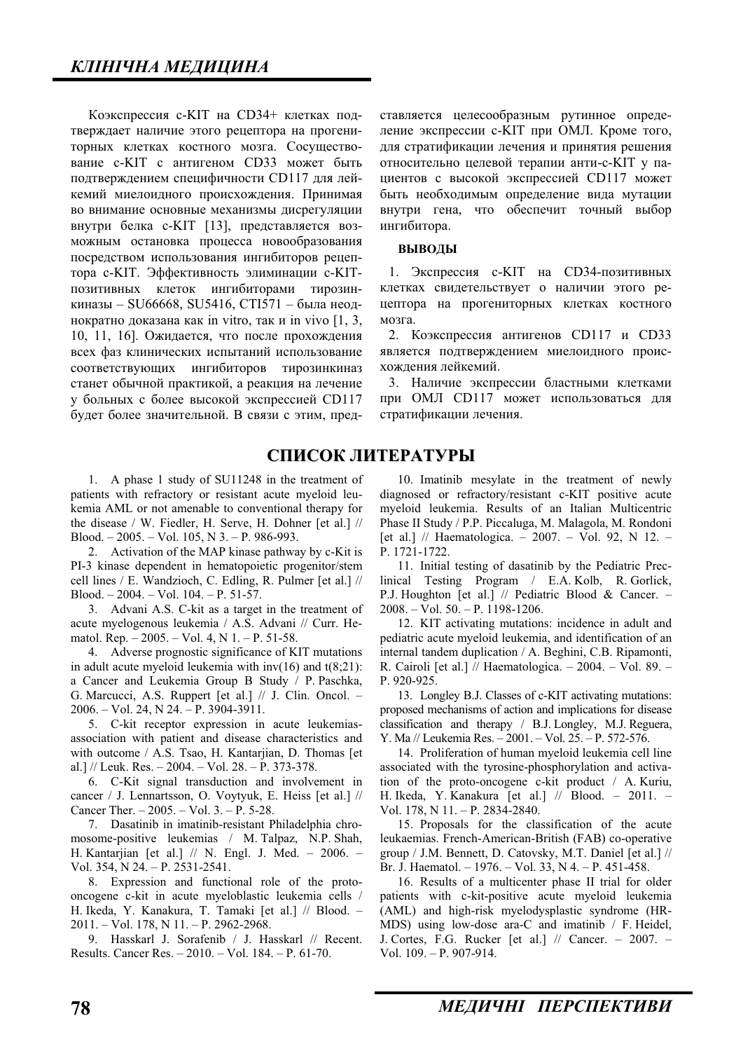Коэкспрессия c-KIT на CD34+ клетках подтверждает наличие этого рецептора на прогениторных клетках костного мозга. Сосуществование c-KIT с антигеном CD33 может быть подтверждением специфичности CD117 для лейкемий миелоидного происхождения. Принимая во внимание основные механизмы дисрегуляции внутри белка c-KIT [13], представляется возможным остановка процесса новообразования посредством использования ингибиторов рецептора c-KIT. Эффективность элиминации c-KIT-позитивных клеток ингибиторами тирозинкиназы – SU66668, SU5416, CTI571 – была неоднократно доказана как in vitro, так и in vivo [1, 3, 10, 11, 16]. Ожидается, что после прохождения всех фаз клинических испытаний использование соответствующих ингибиторов тирозинкиназ станет обычной практикой, а реакция на лечение у больных с более высокой экспрессией CD117 будет более значительной. В связи с этим, представляется целесообразным рутинное определение экспрессии c-KIT при ОМЛ. Кроме того, для стратификации лечения и принятия решения относительно целевой терапии анти-c-KIT у пациентов с высокой экспрессией CD117 может быть необходимым определение вида мутации внутри гена, что обеспечит точный выбор ингибитора.

**ВЫВОДЫ**

1. Экспрессия c-KIT на CD34-позитивных клетках свидетельствует о наличии этого рецептора на прогениторных клетках костного мозга.
2. Коэкспрессия антигенов CD117 и CD33 является подтверждением миелоидного происхождения лейкемий.
3. Наличие экспрессии бластными клетками при ОМЛ CD117 может использоваться для стратификации лечения.

## СПИСОК ЛИТЕРАТУРЫ

1. A phase 1 study of SU11248 in the treatment of patients with refractory or resistant acute myeloid leukemia AML or not amenable to conventional therapy for the disease / W. Fiedler, H. Serve, H. Dohner [et al.] // Blood. – 2005. – Vol. 105, N 3. – P. 986-993.
2. Activation of the MAP kinase pathway by c-Kit is PI-3 kinase dependent in hematopoietic progenitor/stem cell lines / E. Wandzioch, C. Edling, R. Pulmer [et al.] // Blood. – 2004. – Vol. 104. – P. 51-57.
3. Advani A.S. C-kit as a target in the treatment of acute myelogenous leukemia / A.S. Advani // Curr. Hematol. Rep. – 2005. – Vol. 4, N 1. – P. 51-58.
4. Adverse prognostic significance of KIT mutations in adult acute myeloid leukemia with inv(16) and t(8;21): a Cancer and Leukemia Group B Study / P. Paschka, G. Marcucci, A.S. Ruppert [et al.] // J. Clin. Oncol. – 2006. – Vol. 24, N 24. – P. 3904-3911.
5. C-kit receptor expression in acute leukemias-association with patient and disease characteristics and with outcome / A.S. Tsao, H. Kantarjian, D. Thomas [et al.] // Leuk. Res. – 2004. – Vol. 28. – P. 373-378.
6. C-Kit signal transduction and involvement in cancer / J. Lennartsson, O. Voytyuk, E. Heiss [et al.] // Cancer Ther. – 2005. – Vol. 3. – P. 5-28.
7. Dasatinib in imatinib-resistant Philadelphia chromosome-positive leukemias / M. Talpaz, N.P. Shah, H. Kantarjian [et al.] // N. Engl. J. Med. – 2006. – Vol. 354, N 24. – P. 2531-2541.
8. Expression and functional role of the proto-oncogene c-kit in acute myeloblastic leukemia cells / H. Ikeda, Y. Kanakura, T. Tamaki [et al.] // Blood. – 2011. – Vol. 178, N 11. – P. 2962-2968.
9. Hasskarl J. Sorafenib / J. Hasskarl // Recent. Results. Cancer Res. – 2010. – Vol. 184. – P. 61-70.
10. Imatinib mesylate in the treatment of newly diagnosed or refractory/resistant c-KIT positive acute myeloid leukemia. Results of an Italian Multicentric Phase II Study / P.P. Piccaluga, M. Malagola, M. Rondoni [et al.] // Haematologica. – 2007. – Vol. 92, N 12. – P. 1721-1722.
11. Initial testing of dasatinib by the Pediatric Preclinical Testing Program / E.A. Kolb, R. Gorlick, P.J. Houghton [et al.] // Pediatric Blood & Cancer. – 2008. – Vol. 50. – P. 1198-1206.
12. KIT activating mutations: incidence in adult and pediatric acute myeloid leukemia, and identification of an internal tandem duplication / A. Beghini, C.B. Ripamonti, R. Cairoli [et al.] // Haematologica. – 2004. – Vol. 89. – P. 920-925.
13. Longley B.J. Classes of c-KIT activating mutations: proposed mechanisms of action and implications for disease classification and therapy / B.J. Longley, M.J. Reguera, Y. Ma // Leukemia Res. – 2001. – Vol. 25. – P. 572-576.
14. Proliferation of human myeloid leukemia cell line associated with the tyrosine-phosphorylation and activation of the proto-oncogene c-kit product / A. Kuriu, H. Ikeda, Y. Kanakura [et al.] // Blood. – 2011. – Vol. 178, N 11. – P. 2834-2840.
15. Proposals for the classification of the acute leukaemias. French-American-British (FAB) co-operative group / J.M. Bennett, D. Catovsky, M.T. Daniel [et al.] // Br. J. Haematol. – 1976. – Vol. 33, N 4. – P. 451-458.
16. Results of a multicenter phase II trial for older patients with c-kit-positive acute myeloid leukemia (AML) and high-risk myelodysplastic syndrome (HR-MDS) using low-dose ara-C and imatinib / F. Heidel, J. Cortes, F.G. Rucker [et al.] // Cancer. – 2007. – Vol. 109. – P. 907-914.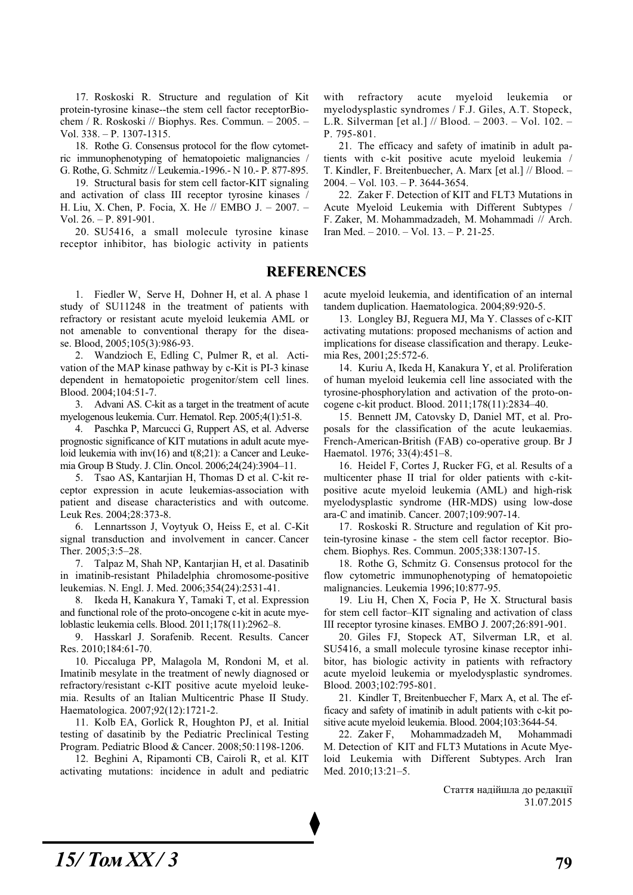17. Roskoski R. Structure and regulation of Kit protein-tyrosine kinase--the stem cell factor receptorBiochem / R. Roskoski // Biophys. Res. Commun. – 2005. – Vol. 338. – P. 1307-1315.

18. Rothe G. Consensus protocol for the flow cytometric immunophenotyping of hematopoietic malignancies / G. Rothe, G. Schmitz // Leukemia.-1996.- N 10.- P. 877-895.

19. Structural basis for stem cell factor-KIT signaling and activation of class III receptor tyrosine kinases / H. Liu, X. Chen, P. Focia, X. He // EMBO J. – 2007. – Vol. 26. – P. 891-901.

20. SU5416, a small molecule tyrosine kinase receptor inhibitor, has biologic activity in patients with refractory acute myeloid leukemia or myelodysplastic syndromes / F.J. Giles, A.T. Stopeck, L.R. Silverman [et al.] // Blood. – 2003. – Vol. 102. – P. 795-801.

21. The efficacy and safety of imatinib in adult patients with c-kit positive acute myeloid leukemia / T. Kindler, F. Breitenbuecher, A. Marx [et al.] // Blood. – 2004. – Vol. 103. – P. 3644-3654.

22. Zaker F. Detection of KIT and FLT3 Mutations in Acute Myeloid Leukemia with Different Subtypes / F. Zaker, M. Mohammadzadeh, M. Mohammadi // Arch. Iran Med. – 2010. – Vol. 13. – P. 21-25.

## REFERENCES

1. Fiedler W, Serve H, Dohner H, et al. A phase 1 study of SU11248 in the treatment of patients with refractory or resistant acute myeloid leukemia AML or not amenable to conventional therapy for the disease. Blood, 2005;105(3):986-93.

2. Wandzioch E, Edling C, Pulmer R, et al. Activation of the MAP kinase pathway by c-Kit is PI-3 kinase dependent in hematopoietic progenitor/stem cell lines. Blood. 2004;104:51-7.

3. Advani AS. C-kit as a target in the treatment of acute myelogenous leukemia. Curr. Hematol. Rep. 2005;4(1):51-8.

4. Paschka P, Marcucci G, Ruppert AS, et al. Adverse prognostic significance of KIT mutations in adult acute myeloid leukemia with inv(16) and t(8;21): a Cancer and Leukemia Group B Study. J. Clin. Oncol. 2006;24(24):3904–11.

5. Tsao AS, Kantarjian H, Thomas D et al. C-kit receptor expression in acute leukemias-association with patient and disease characteristics and with outcome. Leuk Res. 2004;28:373-8.

6. Lennartsson J, Voytyuk O, Heiss E, et al. C-Kit signal transduction and involvement in cancer. Cancer Ther. 2005;3:5–28.

7. Talpaz M, Shah NP, Kantarjian H, et al. Dasatinib in imatinib-resistant Philadelphia chromosome-positive leukemias. N. Engl. J. Med. 2006;354(24):2531-41.

8. Ikeda H, Kanakura Y, Tamaki T, et al. Expression and functional role of the proto-oncogene c-kit in acute myeloblastic leukemia cells. Blood. 2011;178(11):2962–8.

9. Hasskarl J. Sorafenib. Recent. Results. Cancer Res. 2010;184:61-70.

10. Piccaluga PP, Malagola M, Rondoni M, et al. Imatinib mesylate in the treatment of newly diagnosed or refractory/resistant c-KIT positive acute myeloid leukemia. Results of an Italian Multicentric Phase II Study. Haematologica. 2007;92(12):1721-2.

11. Kolb EA, Gorlick R, Houghton PJ, et al. Initial testing of dasatinib by the Pediatric Preclinical Testing Program. Pediatric Blood & Cancer. 2008;50:1198-1206.

12. Beghini A, Ripamonti CB, Cairoli R, et al. KIT activating mutations: incidence in adult and pediatric acute myeloid leukemia, and identification of an internal tandem duplication. Haematologica. 2004;89:920-5.

13. Longley BJ, Reguera MJ, Ma Y. Classes of c-KIT activating mutations: proposed mechanisms of action and implications for disease classification and therapy. Leukemia Res, 2001;25:572-6.

14. Kuriu A, Ikeda H, Kanakura Y, et al. Proliferation of human myeloid leukemia cell line associated with the tyrosine-phosphorylation and activation of the proto-oncogene c-kit product. Blood. 2011;178(11):2834–40.

15. Bennett JM, Catovsky D, Daniel MT, et al. Proposals for the classification of the acute leukaemias. French-American-British (FAB) co-operative group. Br J Haematol. 1976; 33(4):451–8.

16. Heidel F, Cortes J, Rucker FG, et al. Results of a multicenter phase II trial for older patients with c-kit-positive acute myeloid leukemia (AML) and high-risk myelodysplastic syndrome (HR-MDS) using low-dose ara-C and imatinib. Cancer. 2007;109:907-14.

17. Roskoski R. Structure and regulation of Kit protein-tyrosine kinase - the stem cell factor receptor. Biochem. Biophys. Res. Commun. 2005;338:1307-15.

18. Rothe G, Schmitz G. Consensus protocol for the flow cytometric immunophenotyping of hematopoietic malignancies. Leukemia 1996;10:877-95.

19. Liu H, Chen X, Focia P, He X. Structural basis for stem cell factor–KIT signaling and activation of class III receptor tyrosine kinases. EMBO J. 2007;26:891-901.

20. Giles FJ, Stopeck AT, Silverman LR, et al. SU5416, a small molecule tyrosine kinase receptor inhibitor, has biologic activity in patients with refractory acute myeloid leukemia or myelodysplastic syndromes. Blood. 2003;102:795-801.

21. Kindler T, Breitenbuecher F, Marx A, et al. The efficacy and safety of imatinib in adult patients with c-kit positive acute myeloid leukemia. Blood. 2004;103:3644-54.

22. Zaker F, Mohammadzadeh M, Mohammadi M. Detection of KIT and FLT3 Mutations in Acute Myeloid Leukemia with Different Subtypes. Arch Iran Med. 2010;13:21–5.

Стаття надійшла до редакції
31.07.2015